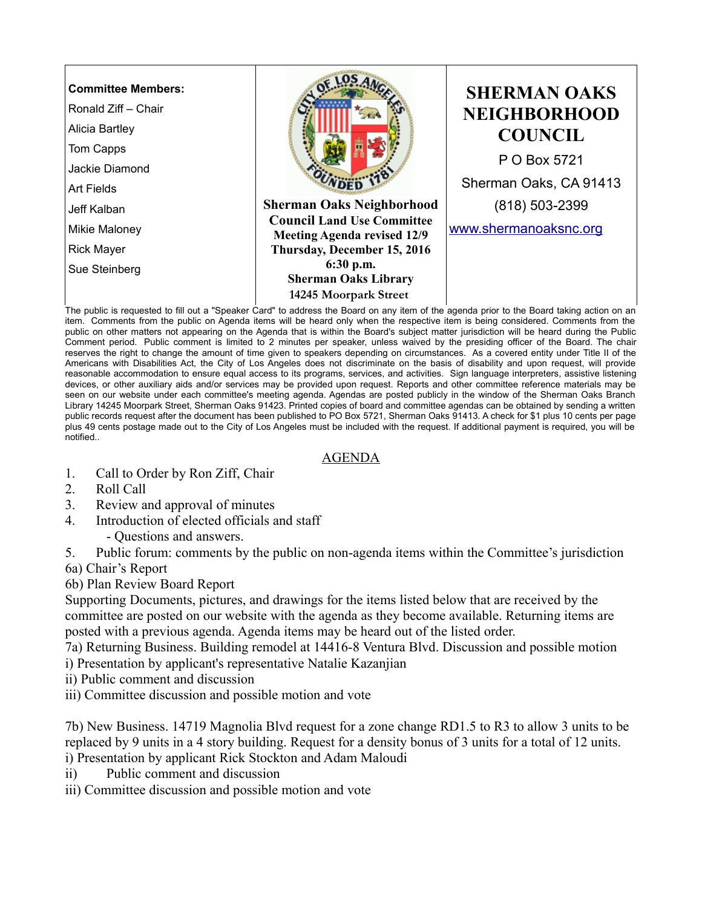**Committee Members:**
Ronald Ziff – Chair
Alicia Bartley
Tom Capps
Jackie Diamond
Art Fields
Jeff Kalban
Mikie Maloney
Rick Mayer
Sue Steinberg

**Sherman Oaks Neighborhood Council Land Use Committee Meeting Agenda revised 12/9**
**Thursday, December 15, 2016**
**6:30 p.m.**
**Sherman Oaks Library**
**14245 Moorpark Street**

# SHERMAN OAKS NEIGHBORHOOD COUNCIL

P O Box 5721
Sherman Oaks, CA 91413
(818) 503-2399
www.shermanoaksnc.org

The public is requested to fill out a "Speaker Card" to address the Board on any item of the agenda prior to the Board taking action on an item. Comments from the public on Agenda items will be heard only when the respective item is being considered. Comments from the public on other matters not appearing on the Agenda that is within the Board's subject matter jurisdiction will be heard during the Public Comment period. Public comment is limited to 2 minutes per speaker, unless waived by the presiding officer of the Board. The chair reserves the right to change the amount of time given to speakers depending on circumstances. As a covered entity under Title II of the Americans with Disabilities Act, the City of Los Angeles does not discriminate on the basis of disability and upon request, will provide reasonable accommodation to ensure equal access to its programs, services, and activities. Sign language interpreters, assistive listening devices, or other auxiliary aids and/or services may be provided upon request. Reports and other committee reference materials may be seen on our website under each committee's meeting agenda. Agendas are posted publicly in the window of the Sherman Oaks Branch Library 14245 Moorpark Street, Sherman Oaks 91423. Printed copies of board and committee agendas can be obtained by sending a written public records request after the document has been published to PO Box 5721, Sherman Oaks 91413. A check for $1 plus 10 cents per page plus 49 cents postage made out to the City of Los Angeles must be included with the request. If additional payment is required, you will be notified..

## AGENDA

1. Call to Order by Ron Ziff, Chair
2. Roll Call
3. Review and approval of minutes
4. Introduction of elected officials and staff
   - Questions and answers.
5. Public forum: comments by the public on non-agenda items within the Committee's jurisdiction

6a) Chair's Report

6b) Plan Review Board Report

Supporting Documents, pictures, and drawings for the items listed below that are received by the committee are posted on our website with the agenda as they become available. Returning items are posted with a previous agenda. Agenda items may be heard out of the listed order.

7a) Returning Business. Building remodel at 14416-8 Ventura Blvd. Discussion and possible motion

i) Presentation by applicant's representative Natalie Kazanjian

ii) Public comment and discussion

iii) Committee discussion and possible motion and vote

7b) New Business. 14719 Magnolia Blvd request for a zone change RD1.5 to R3 to allow 3 units to be replaced by 9 units in a 4 story building. Request for a density bonus of 3 units for a total of 12 units.

i) Presentation by applicant Rick Stockton and Adam Maloudi

ii) Public comment and discussion

iii) Committee discussion and possible motion and vote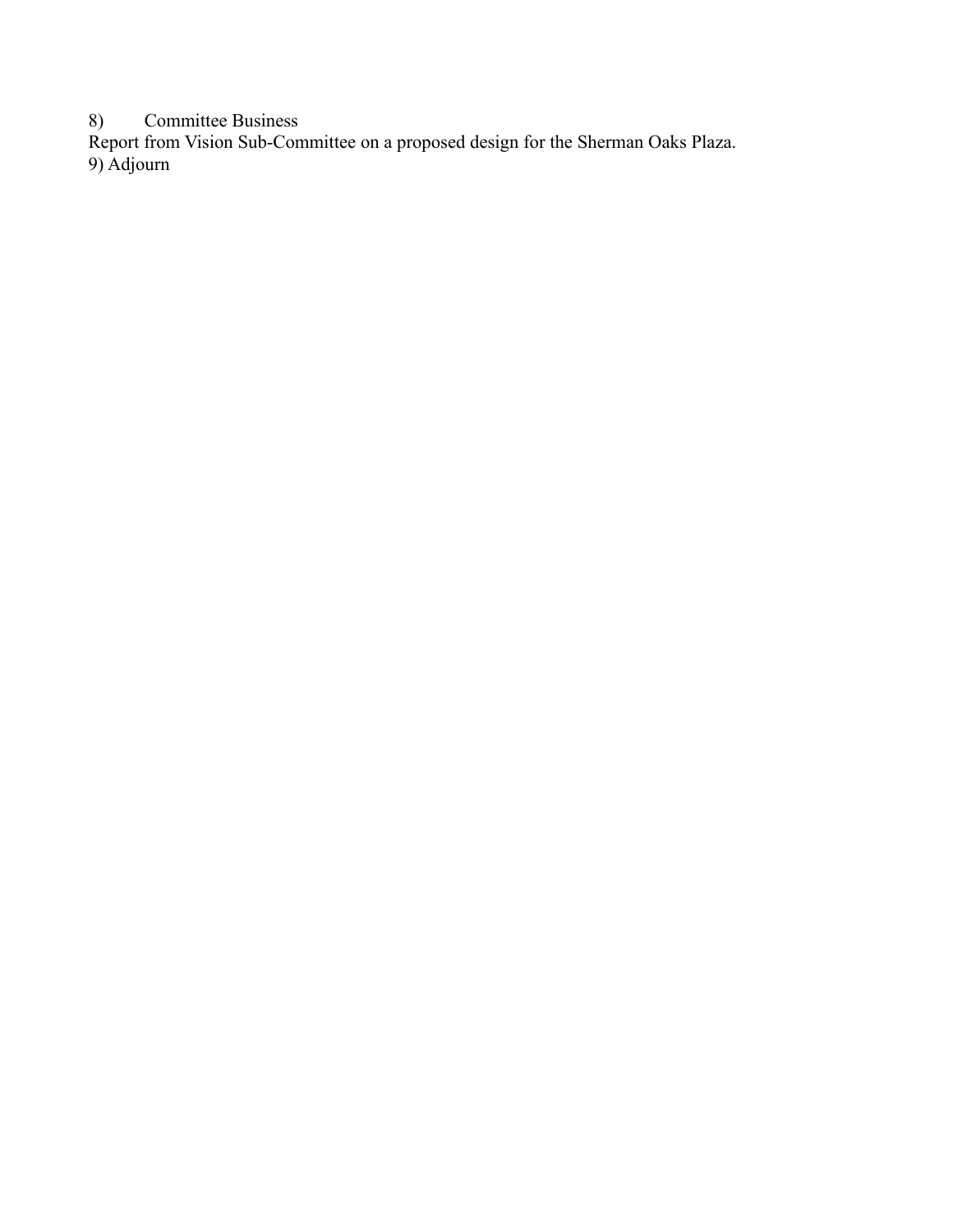8) Committee Business

Report from Vision Sub-Committee on a proposed design for the Sherman Oaks Plaza.

9) Adjourn